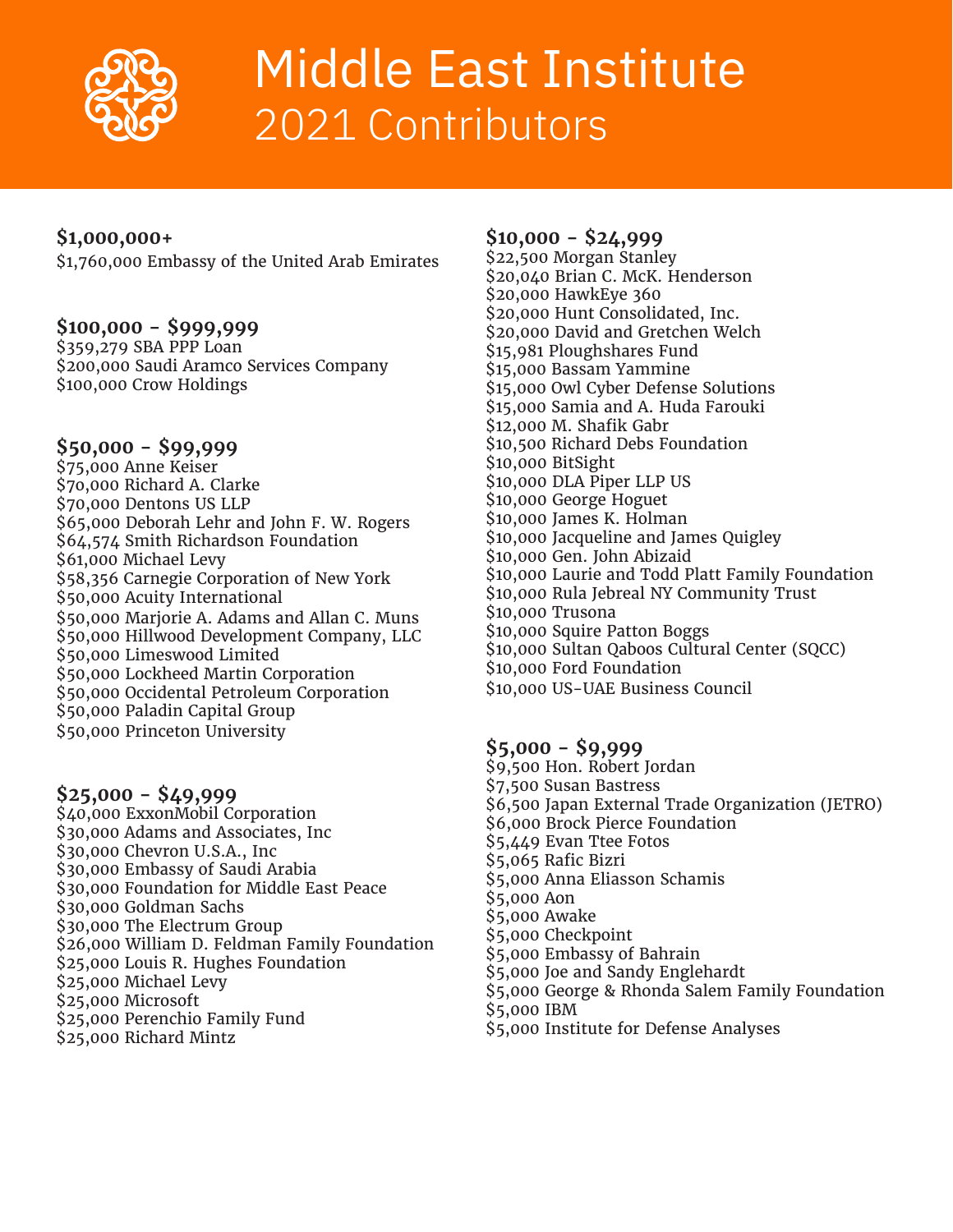# Middle East Institute
## 2021 Contributors

### $1,000,000+

$1,760,000 Embassy of the United Arab Emirates

### $100,000 - $999,999

$359,279 SBA PPP Loan
$200,000 Saudi Aramco Services Company
$100,000 Crow Holdings

### $50,000 - $99,999

$75,000 Anne Keiser
$70,000 Richard A. Clarke
$70,000 Dentons US LLP
$65,000 Deborah Lehr and John F. W. Rogers
$64,574 Smith Richardson Foundation
$61,000 Michael Levy
$58,356 Carnegie Corporation of New York
$50,000 Acuity International
$50,000 Marjorie A. Adams and Allan C. Muns
$50,000 Hillwood Development Company, LLC
$50,000 Limeswood Limited
$50,000 Lockheed Martin Corporation
$50,000 Occidental Petroleum Corporation
$50,000 Paladin Capital Group
$50,000 Princeton University

### $25,000 - $49,999

$40,000 ExxonMobil Corporation
$30,000 Adams and Associates, Inc
$30,000 Chevron U.S.A., Inc
$30,000 Embassy of Saudi Arabia
$30,000 Foundation for Middle East Peace
$30,000 Goldman Sachs
$30,000 The Electrum Group
$26,000 William D. Feldman Family Foundation
$25,000 Louis R. Hughes Foundation
$25,000 Michael Levy
$25,000 Microsoft
$25,000 Perenchio Family Fund
$25,000 Richard Mintz

### $10,000 - $24,999

$22,500 Morgan Stanley
$20,040 Brian C. McK. Henderson
$20,000 HawkEye 360
$20,000 Hunt Consolidated, Inc.
$20,000 David and Gretchen Welch
$15,981 Ploughshares Fund
$15,000 Bassam Yammine
$15,000 Owl Cyber Defense Solutions
$15,000 Samia and A. Huda Farouki
$12,000 M. Shafik Gabr
$10,500 Richard Debs Foundation
$10,000 BitSight
$10,000 DLA Piper LLP US
$10,000 George Hoguet
$10,000 James K. Holman
$10,000 Jacqueline and James Quigley
$10,000 Gen. John Abizaid
$10,000 Laurie and Todd Platt Family Foundation
$10,000 Rula Jebreal NY Community Trust
$10,000 Trusona
$10,000 Squire Patton Boggs
$10,000 Sultan Qaboos Cultural Center (SQCC)
$10,000 Ford Foundation
$10,000 US-UAE Business Council

### $5,000 - $9,999

$9,500 Hon. Robert Jordan
$7,500 Susan Bastress
$6,500 Japan External Trade Organization (JETRO)
$6,000 Brock Pierce Foundation
$5,449 Evan Ttee Fotos
$5,065 Rafic Bizri
$5,000 Anna Eliasson Schamis
$5,000 Aon
$5,000 Awake
$5,000 Checkpoint
$5,000 Embassy of Bahrain
$5,000 Joe and Sandy Englehardt
$5,000 George & Rhonda Salem Family Foundation
$5,000 IBM
$5,000 Institute for Defense Analyses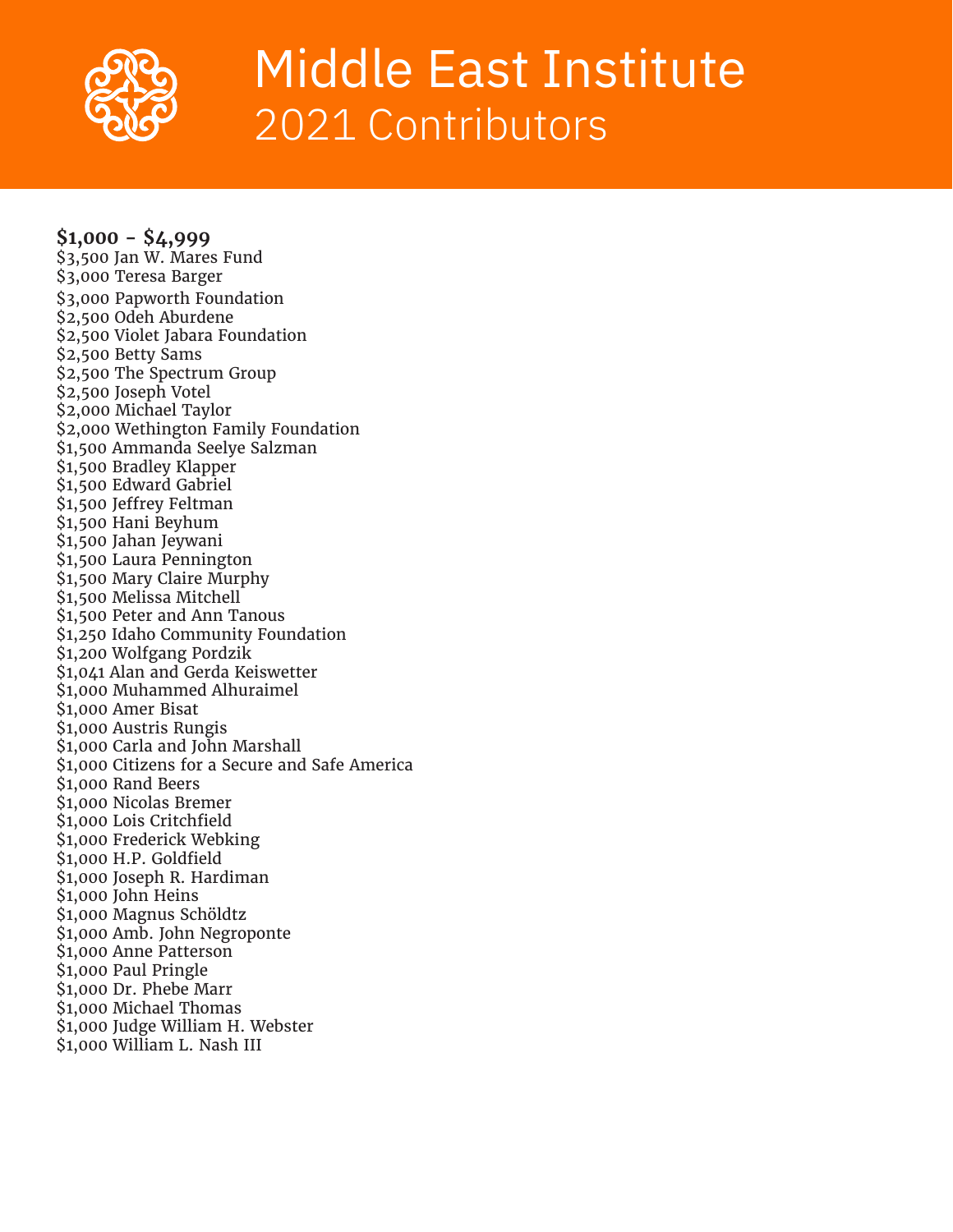# Middle East Institute
## 2021 Contributors

**$1,000 - $4,999**

$3,500 Jan W. Mares Fund
$3,000 Teresa Barger
$3,000 Papworth Foundation
$2,500 Odeh Aburdene
$2,500 Violet Jabara Foundation
$2,500 Betty Sams
$2,500 The Spectrum Group
$2,500 Joseph Votel
$2,000 Michael Taylor
$2,000 Wethington Family Foundation
$1,500 Ammanda Seelye Salzman
$1,500 Bradley Klapper
$1,500 Edward Gabriel
$1,500 Jeffrey Feltman
$1,500 Hani Beyhum
$1,500 Jahan Jeywani
$1,500 Laura Pennington
$1,500 Mary Claire Murphy
$1,500 Melissa Mitchell
$1,500 Peter and Ann Tanous
$1,250 Idaho Community Foundation
$1,200 Wolfgang Pordzik
$1,041 Alan and Gerda Keiswetter
$1,000 Muhammed Alhuraimel
$1,000 Amer Bisat
$1,000 Austris Rungis
$1,000 Carla and John Marshall
$1,000 Citizens for a Secure and Safe America
$1,000 Rand Beers
$1,000 Nicolas Bremer
$1,000 Lois Critchfield
$1,000 Frederick Webking
$1,000 H.P. Goldfield
$1,000 Joseph R. Hardiman
$1,000 John Heins
$1,000 Magnus Schöldtz
$1,000 Amb. John Negroponte
$1,000 Anne Patterson
$1,000 Paul Pringle
$1,000 Dr. Phebe Marr
$1,000 Michael Thomas
$1,000 Judge William H. Webster
$1,000 William L. Nash III